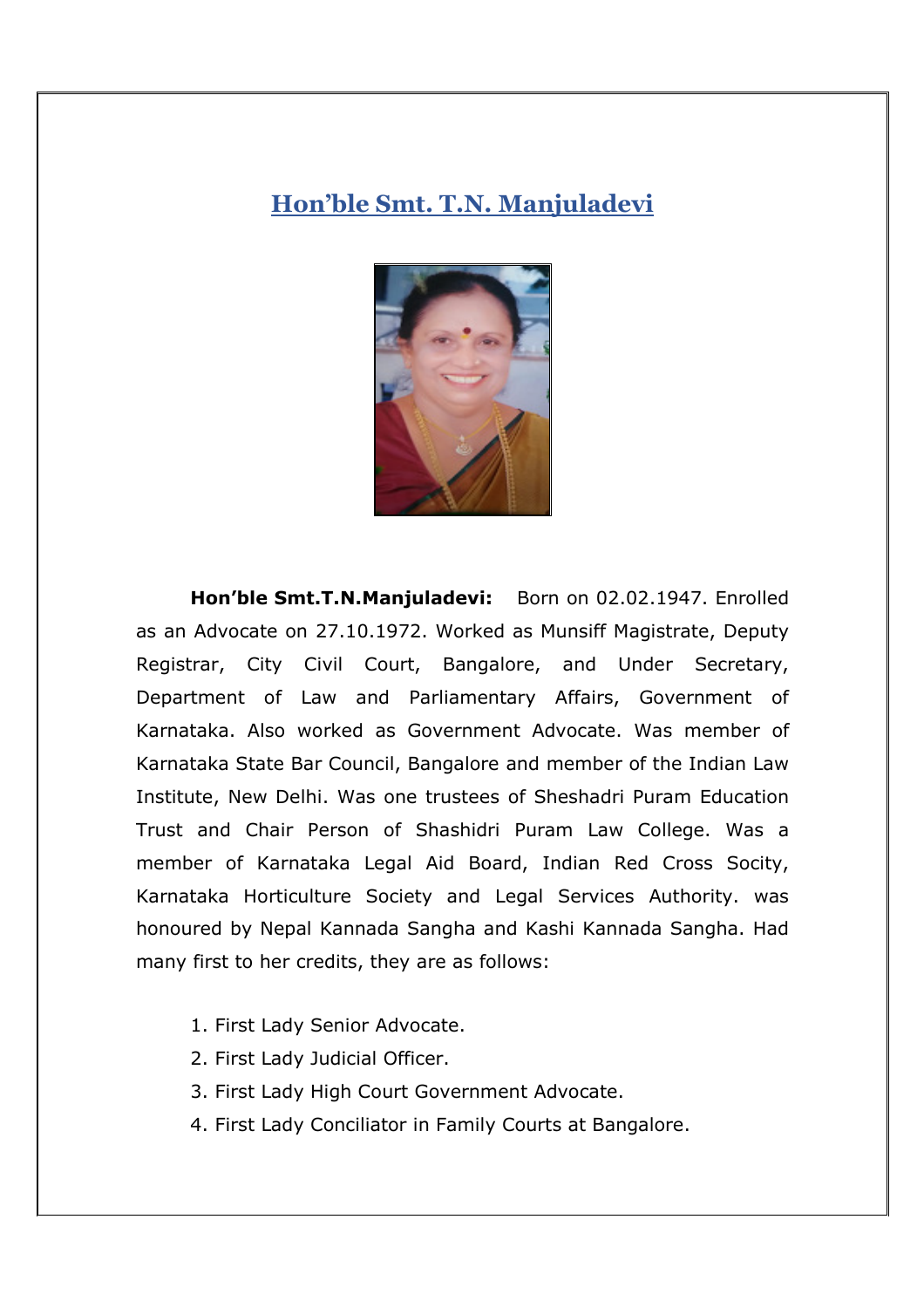# Hon'ble Smt. T.N. Manjuladevi

**Hon'ble Smt.T.N.Manjuladevi:** Born on 02.02.1947. Enrolled as an Advocate on 27.10.1972. Worked as Munsiff Magistrate, Deputy Registrar, City Civil Court, Bangalore, and Under Secretary, Department of Law and Parliamentary Affairs, Government of Karnataka. Also worked as Government Advocate. Was member of Karnataka State Bar Council, Bangalore and member of the Indian Law Institute, New Delhi. Was one trustees of Sheshadri Puram Education Trust and Chair Person of Shashidri Puram Law College. Was a member of Karnataka Legal Aid Board, Indian Red Cross Socity, Karnataka Horticulture Society and Legal Services Authority. was honoured by Nepal Kannada Sangha and Kashi Kannada Sangha. Had many first to her credits, they are as follows:

1. First Lady Senior Advocate.
2. First Lady Judicial Officer.
3. First Lady High Court Government Advocate.
4. First Lady Conciliator in Family Courts at Bangalore.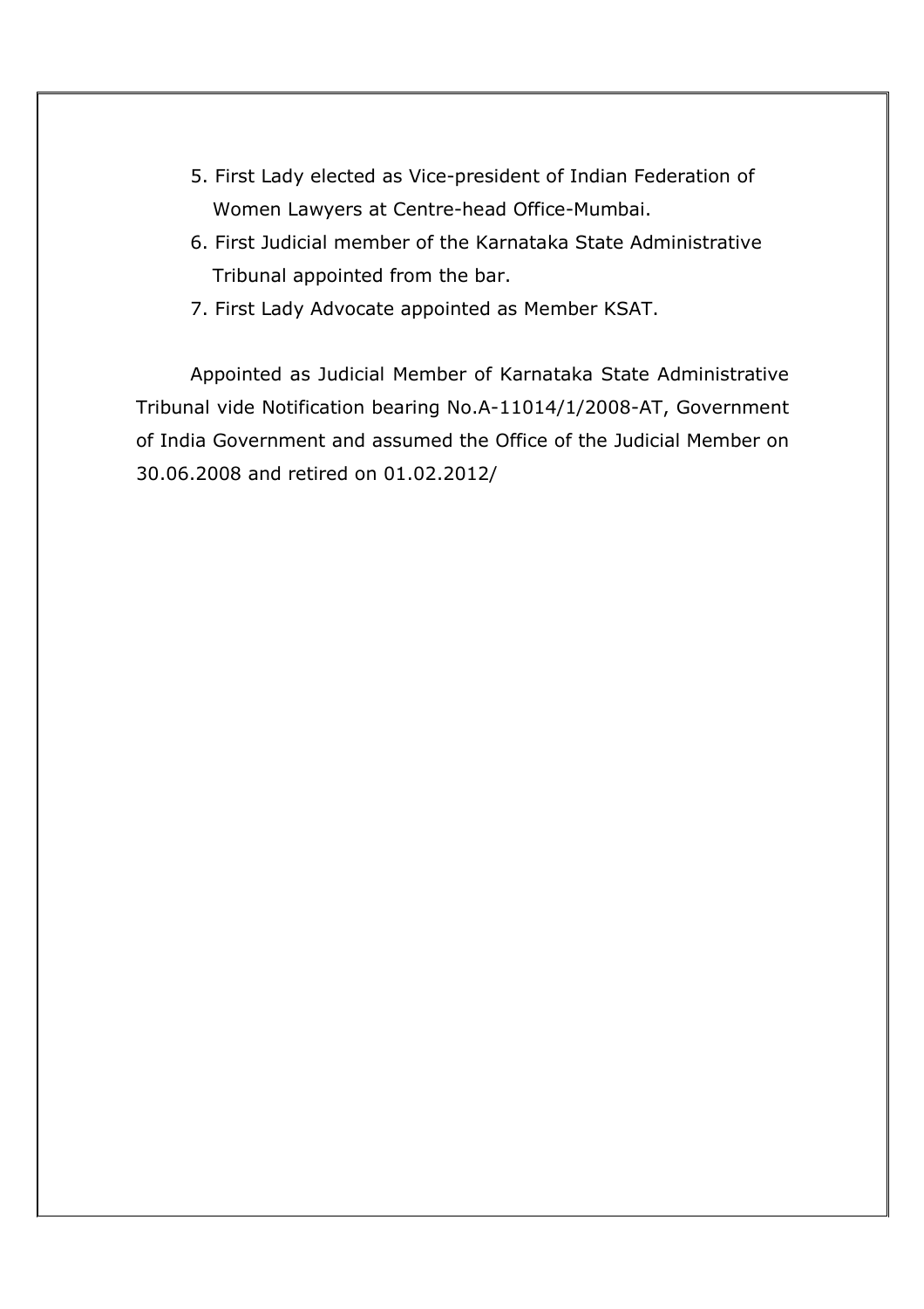5. First Lady elected as Vice-president of Indian Federation of Women Lawyers at Centre-head Office-Mumbai.
6. First Judicial member of the Karnataka State Administrative Tribunal appointed from the bar.
7. First Lady Advocate appointed as Member KSAT.

Appointed as Judicial Member of Karnataka State Administrative Tribunal vide Notification bearing No.A-11014/1/2008-AT, Government of India Government and assumed the Office of the Judicial Member on 30.06.2008 and retired on 01.02.2012/